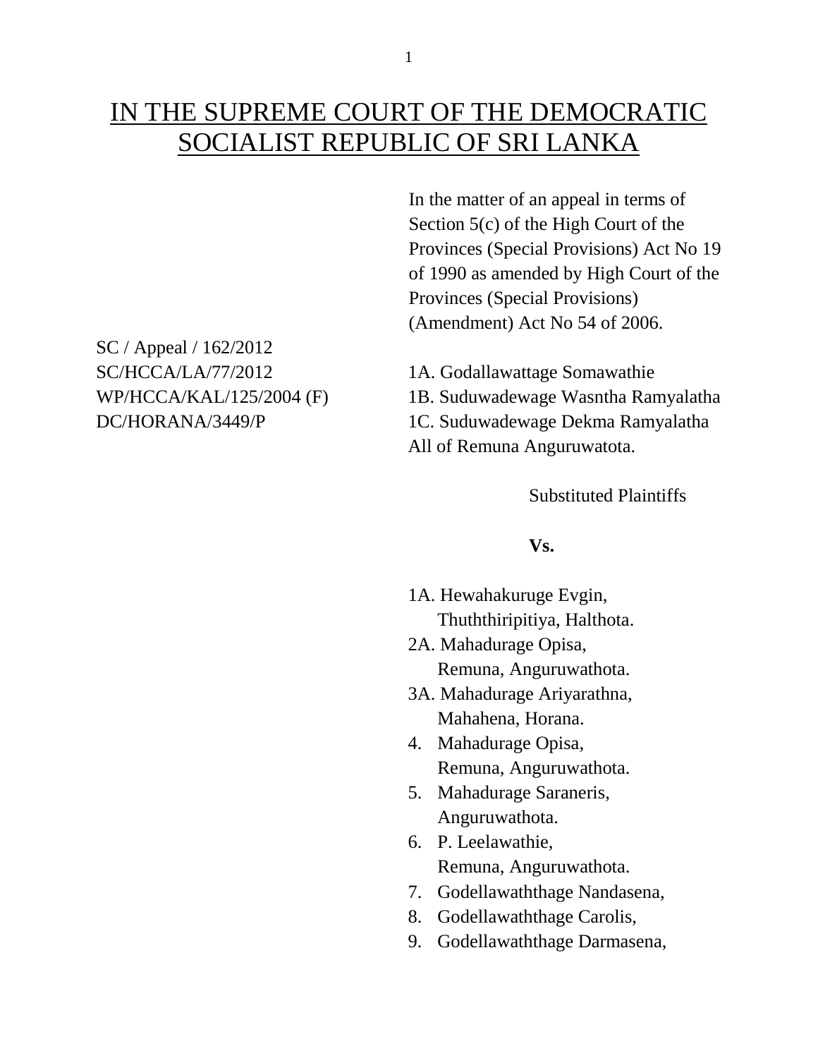# IN THE SUPREME COURT OF THE DEMOCRATIC SOCIALIST REPUBLIC OF SRI LANKA

In the matter of an appeal in terms of Section 5(c) of the High Court of the Provinces (Special Provisions) Act No 19 of 1990 as amended by High Court of the Provinces (Special Provisions) (Amendment) Act No 54 of 2006.

SC / Appeal / 162/2012
SC/HCCA/LA/77/2012
WP/HCCA/KAL/125/2004 (F)
DC/HORANA/3449/P

1A. Godallawattage Somawathie
1B. Suduwadewage Wasntha Ramyalatha
1C. Suduwadewage Dekma Ramyalatha
All of Remuna Anguruwatota.

Substituted Plaintiffs

**Vs.**

1A. Hewahakuruge Evgin,
Thuththiripitiya, Halthota.
2A. Mahadurage Opisa,
Remuna, Anguruwathota.
3A. Mahadurage Ariyarathna,
Mahahena, Horana.
4. Mahadurage Opisa,
Remuna, Anguruwathota.
5. Mahadurage Saraneris,
Anguruwathota.
6. P. Leelawathie,
Remuna, Anguruwathota.
7. Godellawaththage Nandasena,
8. Godellawaththage Carolis,
9. Godellawaththage Darmasena,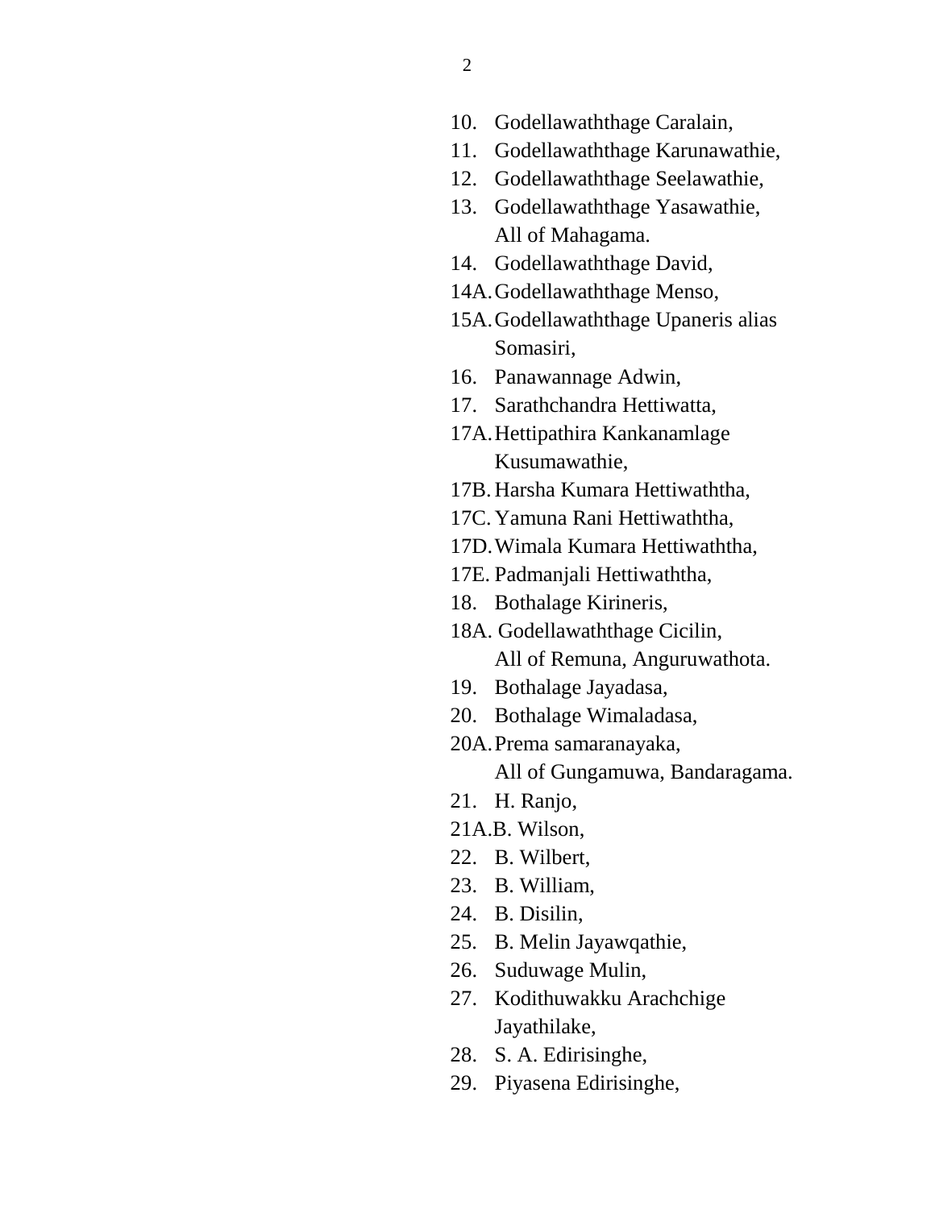10. Godellawaththage Caralain,
11. Godellawaththage Karunawathie,
12. Godellawaththage Seelawathie,
13. Godellawaththage Yasawathie,
    All of Mahagama.
14. Godellawaththage David,
14A. Godellawaththage Menso,
15A. Godellawaththage Upaneris alias Somasiri,
16. Panawannage Adwin,
17. Sarathchandra Hettiwatta,
17A. Hettipathira Kankanamlage Kusumawathie,
17B. Harsha Kumara Hettiwaththa,
17C. Yamuna Rani Hettiwaththa,
17D. Wimala Kumara Hettiwaththa,
17E. Padmanjali Hettiwaththa,
18. Bothalage Kirineris,
18A. Godellawaththage Cicilin,
    All of Remuna, Anguruwathota.
19. Bothalage Jayadasa,
20. Bothalage Wimaladasa,
20A. Prema samaranayaka,
    All of Gungamuwa, Bandaragama.
21. H. Ranjo,
21A. B. Wilson,
22. B. Wilbert,
23. B. William,
24. B. Disilin,
25. B. Melin Jayawqathie,
26. Suduwage Mulin,
27. Kodithuwakku Arachchige Jayathilake,
28. S. A. Edirisinghe,
29. Piyasena Edirisinghe,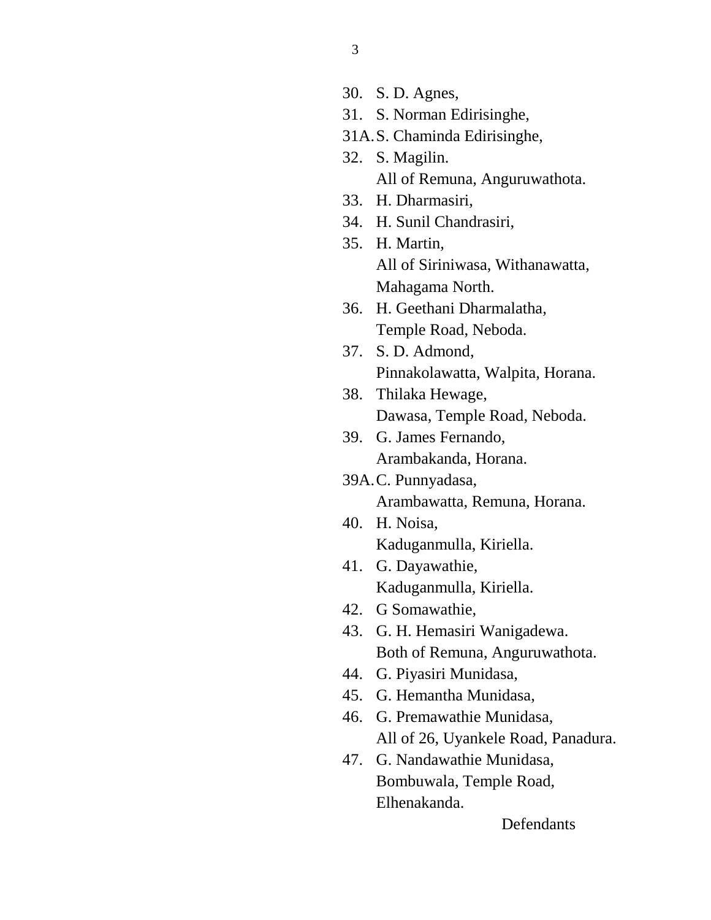30. S. D. Agnes,
31. S. Norman Edirisinghe,
31A. S. Chaminda Edirisinghe,
32. S. Magilin.
    All of Remuna, Anguruwathota.
33. H. Dharmasiri,
34. H. Sunil Chandrasiri,
35. H. Martin,
    All of Siriniwasa, Withanawatta, Mahagama North.
36. H. Geethani Dharmalatha,
    Temple Road, Neboda.
37. S. D. Admond,
    Pinnakolawatta, Walpita, Horana.
38. Thilaka Hewage,
    Dawasa, Temple Road, Neboda.
39. G. James Fernando,
    Arambakanda, Horana.
39A. C. Punnyadasa,
    Arambawatta, Remuna, Horana.
40. H. Noisa,
    Kaduganmulla, Kiriella.
41. G. Dayawathie,
    Kaduganmulla, Kiriella.
42. G Somawathie,
43. G. H. Hemasiri Wanigadewa.
    Both of Remuna, Anguruwathota.
44. G. Piyasiri Munidasa,
45. G. Hemantha Munidasa,
46. G. Premawathie Munidasa,
    All of 26, Uyankele Road, Panadura.
47. G. Nandawathie Munidasa,
    Bombuwala, Temple Road, Elhenakanda.

Defendants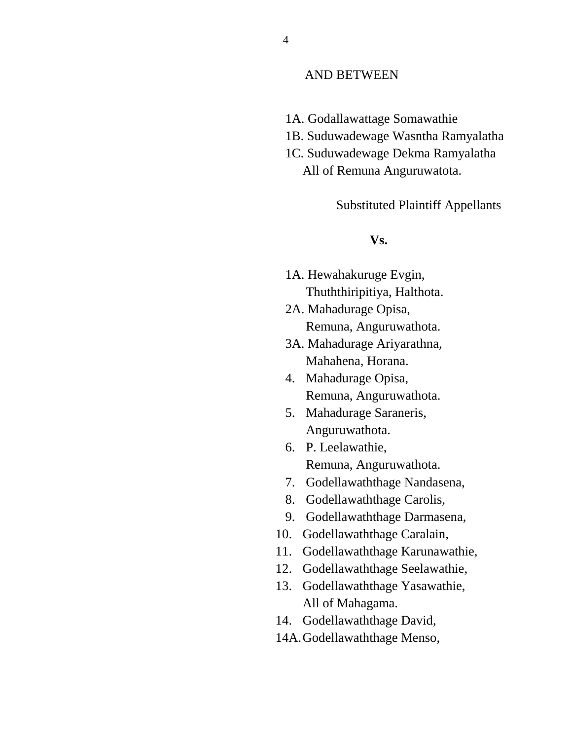AND BETWEEN

1A. Godallawattage Somawathie
1B. Suduwadewage Wasntha Ramyalatha
1C. Suduwadewage Dekma Ramyalatha
All of Remuna Anguruwatota.

Substituted Plaintiff Appellants

**Vs.**

1A. Hewahakuruge Evgin,
Thuththiripitiya, Halthota.
2A. Mahadurage Opisa,
Remuna, Anguruwathota.
3A. Mahadurage Ariyarathna,
Mahahena, Horana.
4. Mahadurage Opisa,
Remuna, Anguruwathota.
5. Mahadurage Saraneris,
Anguruwathota.
6. P. Leelawathie,
Remuna, Anguruwathota.
7. Godellawaththage Nandasena,
8. Godellawaththage Carolis,
9. Godellawaththage Darmasena,
10. Godellawaththage Caralain,
11. Godellawaththage Karunawathie,
12. Godellawaththage Seelawathie,
13. Godellawaththage Yasawathie,
All of Mahagama.
14. Godellawaththage David,
14A. Godellawaththage Menso,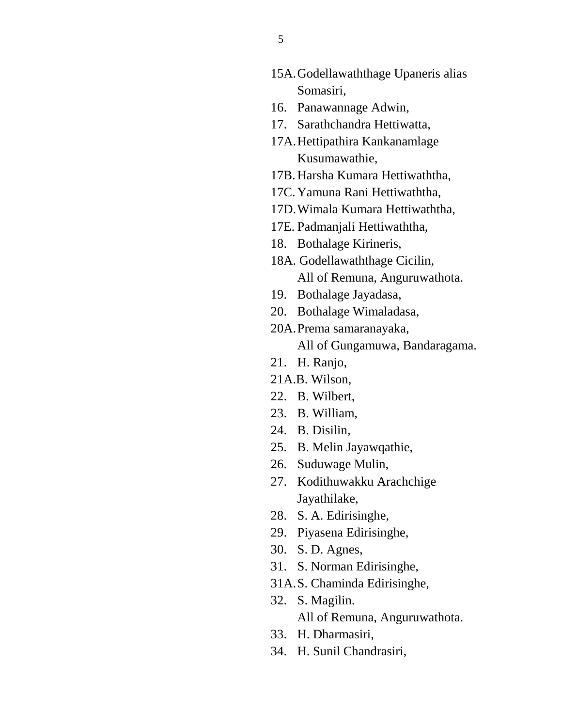15A. Godellawaththage Upaneris alias Somasiri,

16. Panawannage Adwin,

17. Sarathchandra Hettiwatta,

17A. Hettipathira Kankanamlage Kusumawathie,

17B. Harsha Kumara Hettiwaththa,

17C. Yamuna Rani Hettiwaththa,

17D. Wimala Kumara Hettiwaththa,

17E. Padmanjali Hettiwaththa,

18. Bothalage Kirineris,

18A. Godellawaththage Cicilin,
All of Remuna, Anguruwathota.

19. Bothalage Jayadasa,

20. Bothalage Wimaladasa,

20A. Prema samaranayaka,
All of Gungamuwa, Bandaragama.

21. H. Ranjo,

21A. B. Wilson,

22. B. Wilbert,

23. B. William,

24. B. Disilin,

25. B. Melin Jayawqathie,

26. Suduwage Mulin,

27. Kodithuwakku Arachchige Jayathilake,

28. S. A. Edirisinghe,

29. Piyasena Edirisinghe,

30. S. D. Agnes,

31. S. Norman Edirisinghe,

31A. S. Chaminda Edirisinghe,

32. S. Magilin.
All of Remuna, Anguruwathota.

33. H. Dharmasiri,

34. H. Sunil Chandrasiri,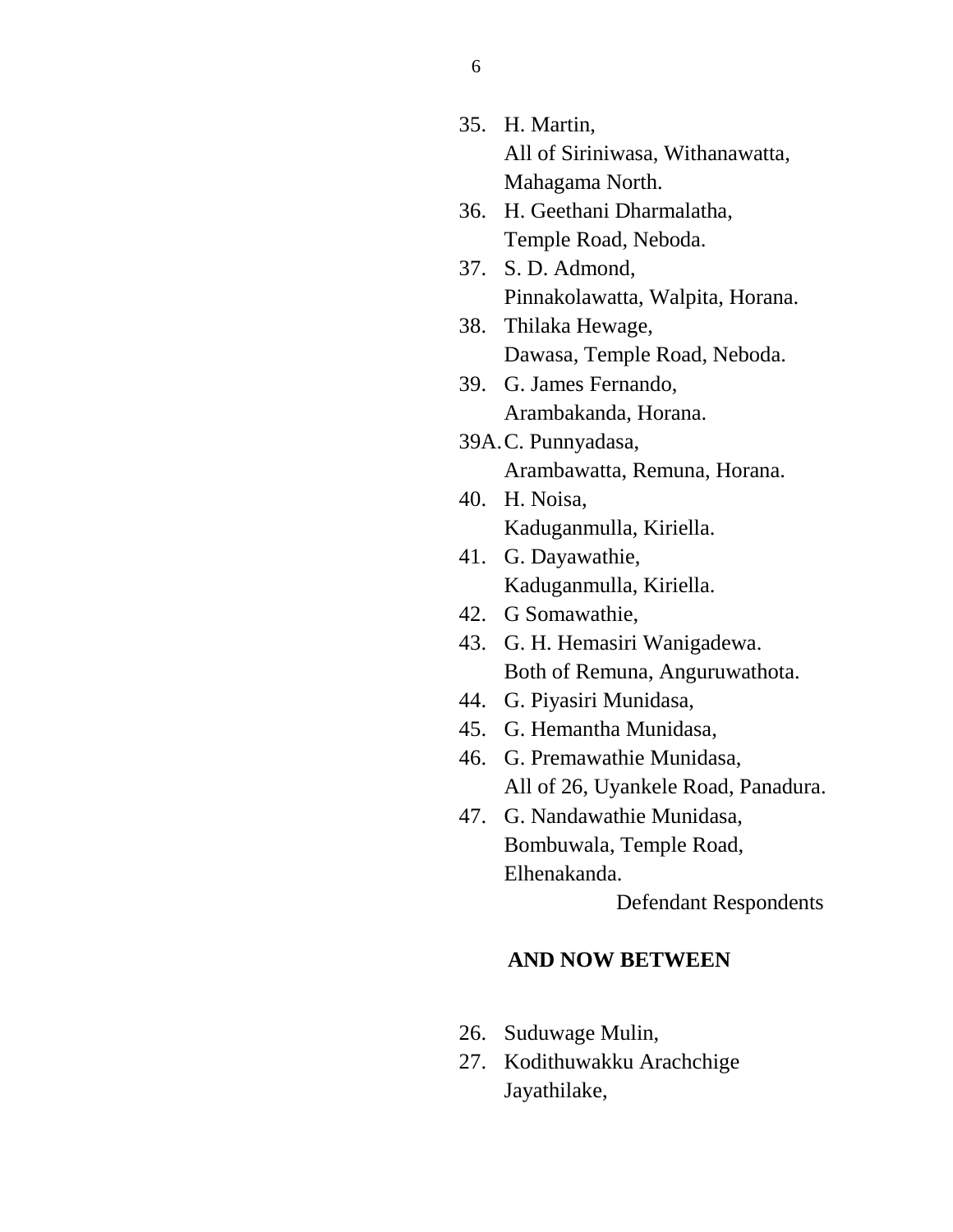35. H. Martin,
    All of Siriniwasa, Withanawatta,
    Mahagama North.
36. H. Geethani Dharmalatha,
    Temple Road, Neboda.
37. S. D. Admond,
    Pinnakolawatta, Walpita, Horana.
38. Thilaka Hewage,
    Dawasa, Temple Road, Neboda.
39. G. James Fernando,
    Arambakanda, Horana.

39A. C. Punnyadasa,
    Arambawatta, Remuna, Horana.

40. H. Noisa,
    Kaduganmulla, Kiriella.
41. G. Dayawathie,
    Kaduganmulla, Kiriella.
42. G Somawathie,
43. G. H. Hemasiri Wanigadewa.
    Both of Remuna, Anguruwathota.
44. G. Piyasiri Munidasa,
45. G. Hemantha Munidasa,
46. G. Premawathie Munidasa,
    All of 26, Uyankele Road, Panadura.
47. G. Nandawathie Munidasa,
    Bombuwala, Temple Road,
    Elhenakanda.

Defendant Respondents

**AND NOW BETWEEN**

26. Suduwage Mulin,
27. Kodithuwakku Arachchige
    Jayathilake,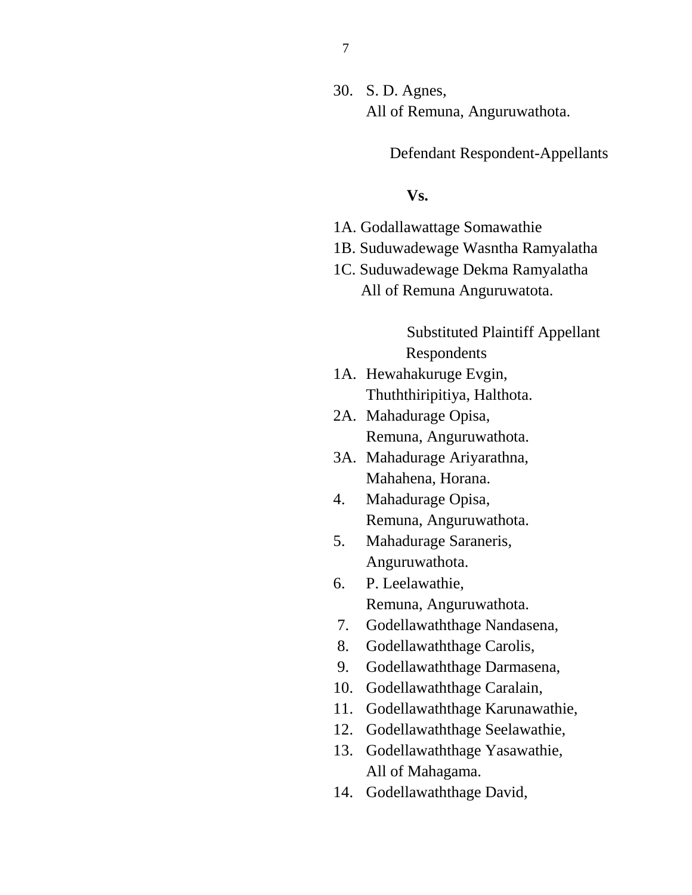30. S. D. Agnes,
    All of Remuna, Anguruwathota.

Defendant Respondent-Appellants

**Vs.**

1A. Godallawattage Somawathie
1B. Suduwadewage Wasntha Ramyalatha
1C. Suduwadewage Dekma Ramyalatha
    All of Remuna Anguruwatota.

Substituted Plaintiff Appellant Respondents

1A. Hewahakuruge Evgin,
    Thuththiripitiya, Halthota.
2A. Mahadurage Opisa,
    Remuna, Anguruwathota.
3A. Mahadurage Ariyarathna,
    Mahahena, Horana.
4. Mahadurage Opisa,
    Remuna, Anguruwathota.
5. Mahadurage Saraneris,
    Anguruwathota.
6. P. Leelawathie,
    Remuna, Anguruwathota.
7. Godellawaththage Nandasena,
8. Godellawaththage Carolis,
9. Godellawaththage Darmasena,
10. Godellawaththage Caralain,
11. Godellawaththage Karunawathie,
12. Godellawaththage Seelawathie,
13. Godellawaththage Yasawathie,
    All of Mahagama.
14. Godellawaththage David,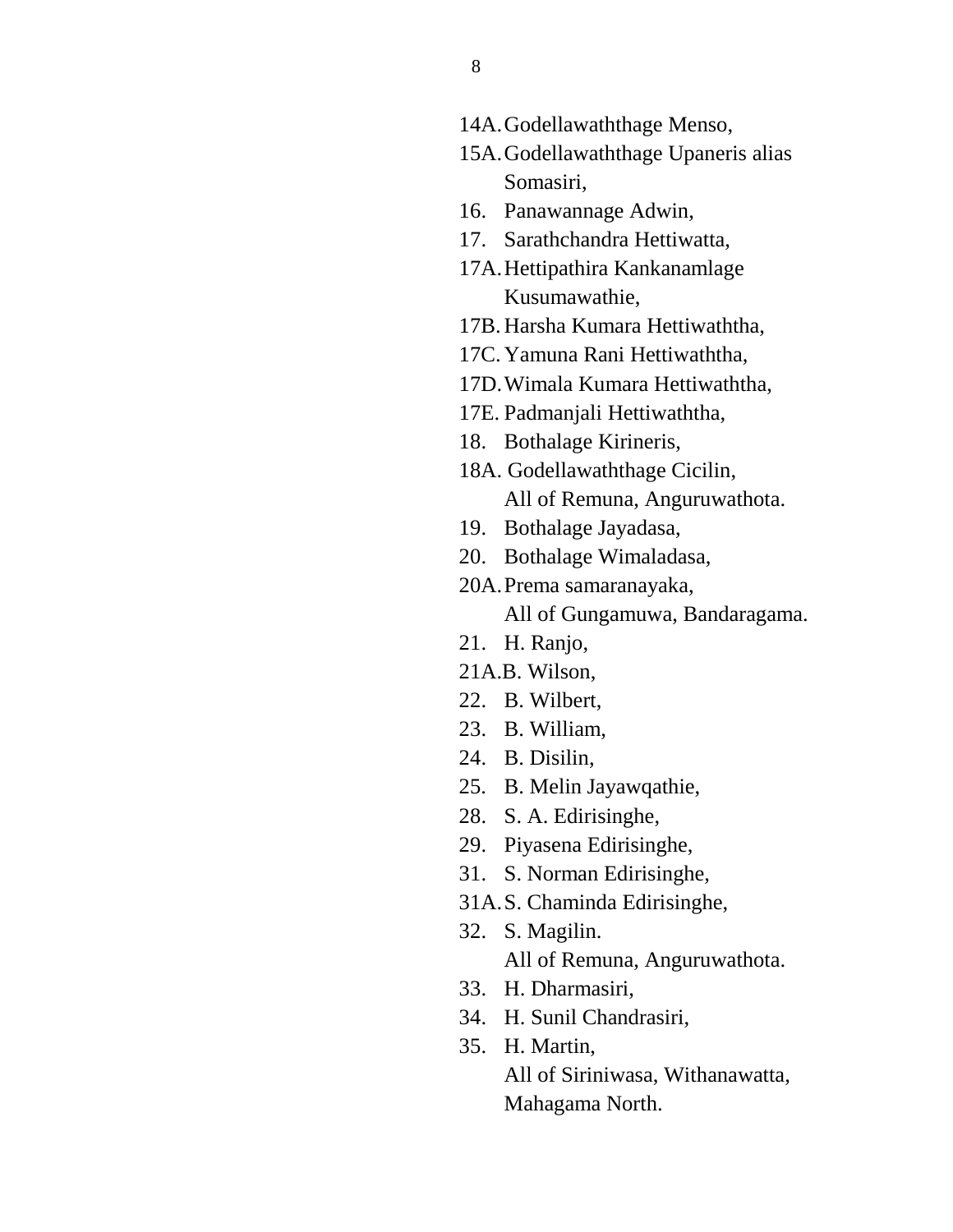14A. Godellawaththage Menso,
15A. Godellawaththage Upaneris alias Somasiri,
16. Panawannage Adwin,
17. Sarathchandra Hettiwatta,
17A. Hettipathira Kankanamlage Kusumawathie,
17B. Harsha Kumara Hettiwaththa,
17C. Yamuna Rani Hettiwaththa,
17D. Wimala Kumara Hettiwaththa,
17E. Padmanjali Hettiwaththa,
18. Bothalage Kirineris,
18A. Godellawaththage Cicilin,
All of Remuna, Anguruwathota.
19. Bothalage Jayadasa,
20. Bothalage Wimaladasa,
20A. Prema samaranayaka,
All of Gungamuwa, Bandaragama.
21. H. Ranjo,
21A. B. Wilson,
22. B. Wilbert,
23. B. William,
24. B. Disilin,
25. B. Melin Jayawqathie,
28. S. A. Edirisinghe,
29. Piyasena Edirisinghe,
31. S. Norman Edirisinghe,
31A. S. Chaminda Edirisinghe,
32. S. Magilin.
All of Remuna, Anguruwathota.
33. H. Dharmasiri,
34. H. Sunil Chandrasiri,
35. H. Martin,
All of Siriniwasa, Withanawatta, Mahagama North.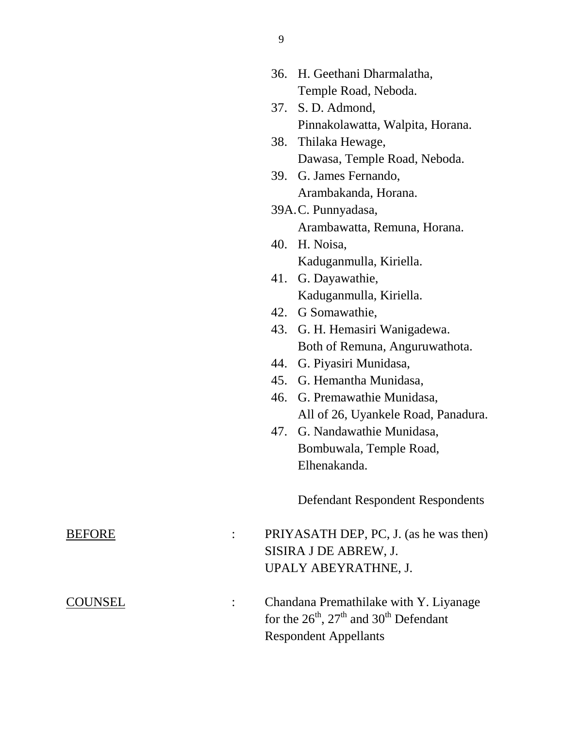36. H. Geethani Dharmalatha,  
    Temple Road, Neboda.
37. S. D. Admond,  
    Pinnakolawatta, Walpita, Horana.
38. Thilaka Hewage,  
    Dawasa, Temple Road, Neboda.
39. G. James Fernando,  
    Arambakanda, Horana.

39A. C. Punnyadasa,  
    Arambawatta, Remuna, Horana.

40. H. Noisa,  
    Kaduganmulla, Kiriella.
41. G. Dayawathie,  
    Kaduganmulla, Kiriella.
42. G Somawathie,
43. G. H. Hemasiri Wanigadewa.  
    Both of Remuna, Anguruwathota.
44. G. Piyasiri Munidasa,
45. G. Hemantha Munidasa,
46. G. Premawathie Munidasa,  
    All of 26, Uyankele Road, Panadura.
47. G. Nandawathie Munidasa,  
    Bombuwala, Temple Road,  
    Elhenakanda.

Defendant Respondent Respondents

<u>BEFORE</u> : PRIYASATH DEP, PC, J. (as he was then)  
SISIRA J DE ABREW, J.  
UPALY ABEYRATHNE, J.

<u>COUNSEL</u> : Chandana Premathilake with Y. Liyanage for the 26th, 27th and 30th Defendant Respondent Appellants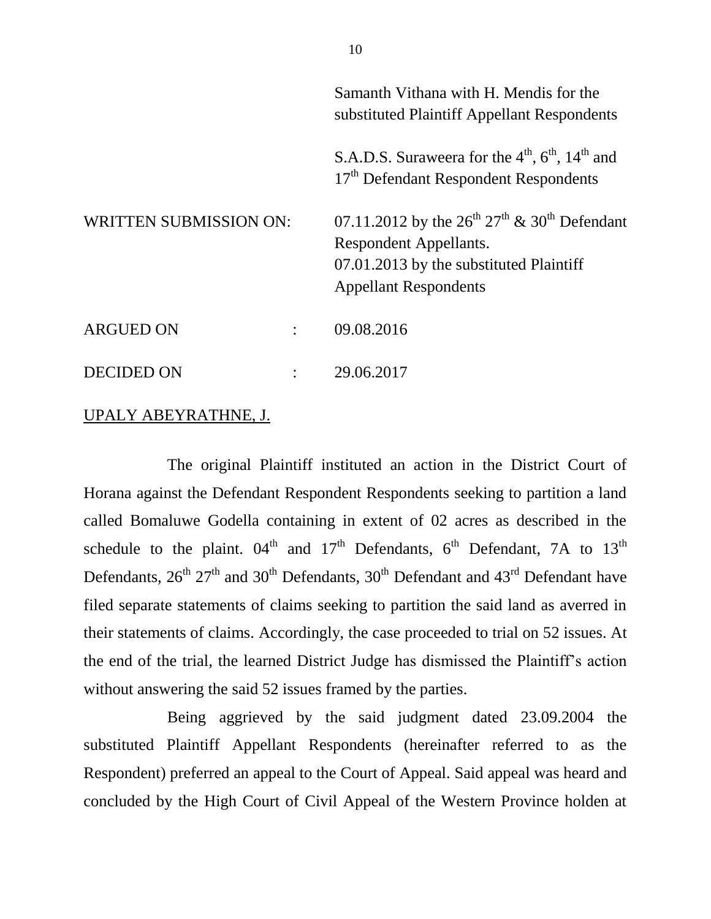Samanth Vithana with H. Mendis for the substituted Plaintiff Appellant Respondents

S.A.D.S. Suraweera for the 4th, 6th, 14th and 17th Defendant Respondent Respondents

WRITTEN SUBMISSION ON: 07.11.2012 by the 26th 27th & 30th Defendant Respondent Appellants.
07.01.2013 by the substituted Plaintiff Appellant Respondents

ARGUED ON : 09.08.2016

DECIDED ON : 29.06.2017

UPALY ABEYRATHNE, J.

The original Plaintiff instituted an action in the District Court of Horana against the Defendant Respondent Respondents seeking to partition a land called Bomaluwe Godella containing in extent of 02 acres as described in the schedule to the plaint. 04th and 17th Defendants, 6th Defendant, 7A to 13th Defendants, 26th 27th and 30th Defendants, 30th Defendant and 43rd Defendant have filed separate statements of claims seeking to partition the said land as averred in their statements of claims. Accordingly, the case proceeded to trial on 52 issues. At the end of the trial, the learned District Judge has dismissed the Plaintiff's action without answering the said 52 issues framed by the parties.

Being aggrieved by the said judgment dated 23.09.2004 the substituted Plaintiff Appellant Respondents (hereinafter referred to as the Respondent) preferred an appeal to the Court of Appeal. Said appeal was heard and concluded by the High Court of Civil Appeal of the Western Province holden at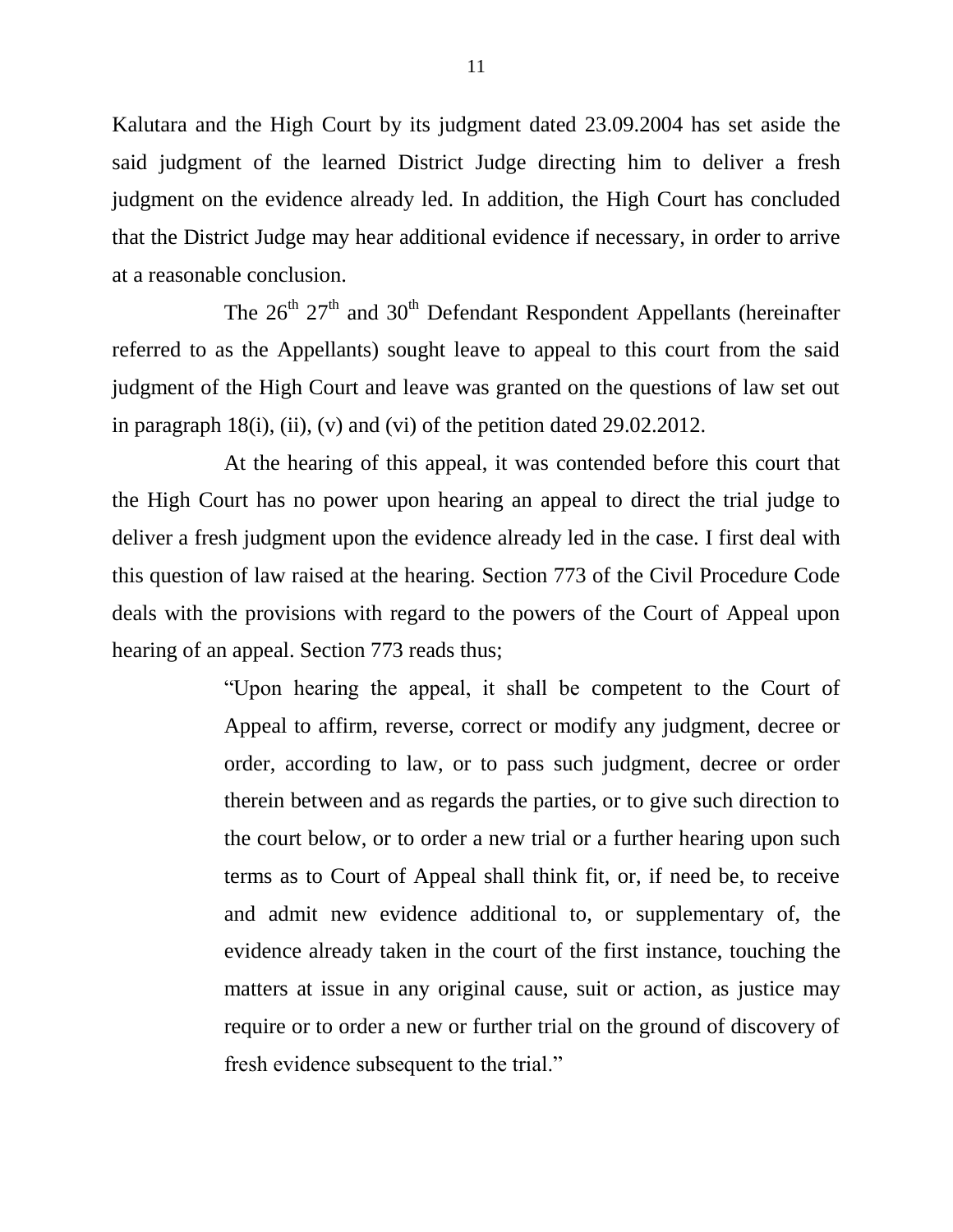Kalutara and the High Court by its judgment dated 23.09.2004 has set aside the said judgment of the learned District Judge directing him to deliver a fresh judgment on the evidence already led. In addition, the High Court has concluded that the District Judge may hear additional evidence if necessary, in order to arrive at a reasonable conclusion.

The 26th 27th and 30th Defendant Respondent Appellants (hereinafter referred to as the Appellants) sought leave to appeal to this court from the said judgment of the High Court and leave was granted on the questions of law set out in paragraph 18(i), (ii), (v) and (vi) of the petition dated 29.02.2012.

At the hearing of this appeal, it was contended before this court that the High Court has no power upon hearing an appeal to direct the trial judge to deliver a fresh judgment upon the evidence already led in the case. I first deal with this question of law raised at the hearing. Section 773 of the Civil Procedure Code deals with the provisions with regard to the powers of the Court of Appeal upon hearing of an appeal. Section 773 reads thus;

> "Upon hearing the appeal, it shall be competent to the Court of Appeal to affirm, reverse, correct or modify any judgment, decree or order, according to law, or to pass such judgment, decree or order therein between and as regards the parties, or to give such direction to the court below, or to order a new trial or a further hearing upon such terms as to Court of Appeal shall think fit, or, if need be, to receive and admit new evidence additional to, or supplementary of, the evidence already taken in the court of the first instance, touching the matters at issue in any original cause, suit or action, as justice may require or to order a new or further trial on the ground of discovery of fresh evidence subsequent to the trial."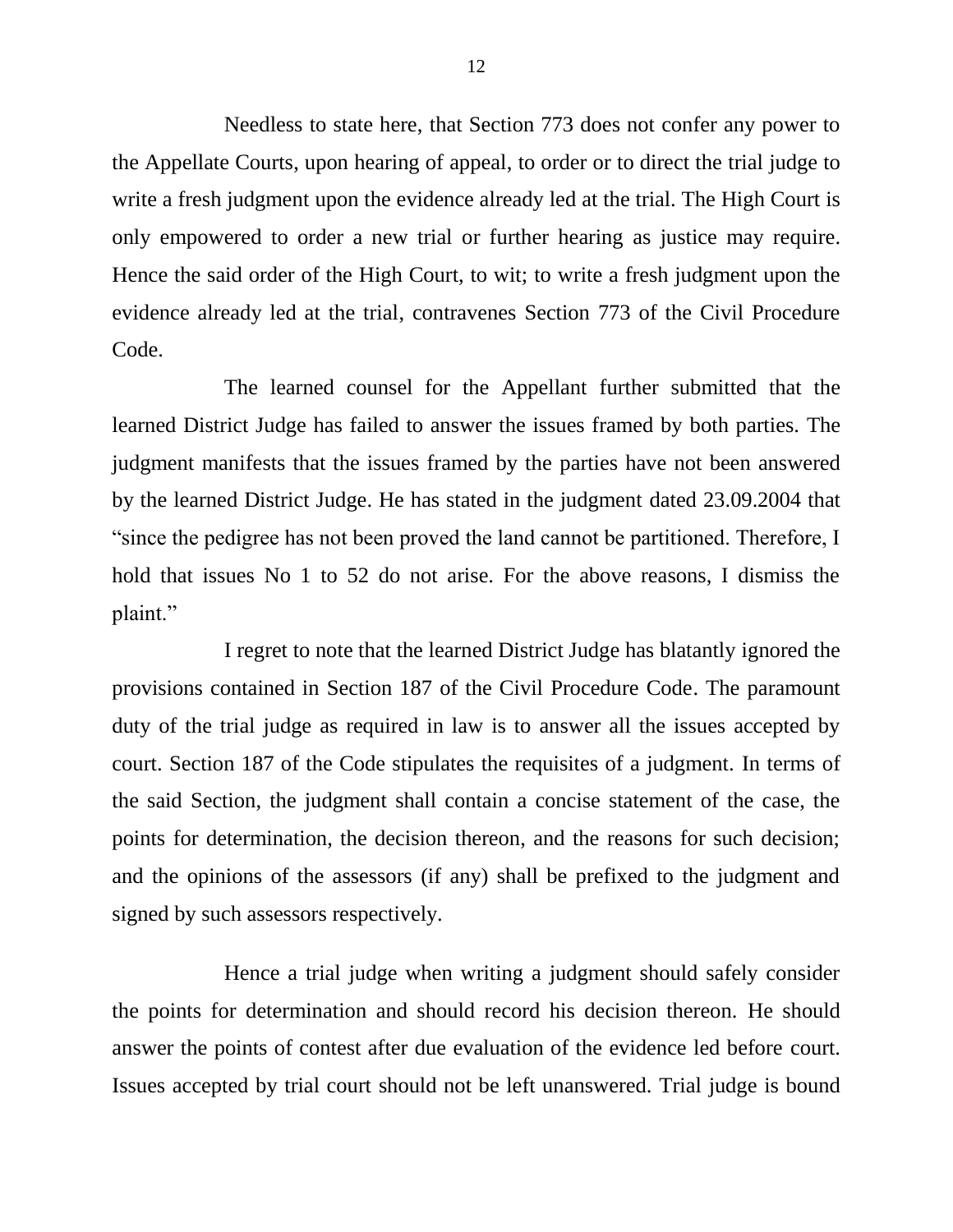Needless to state here, that Section 773 does not confer any power to the Appellate Courts, upon hearing of appeal, to order or to direct the trial judge to write a fresh judgment upon the evidence already led at the trial. The High Court is only empowered to order a new trial or further hearing as justice may require. Hence the said order of the High Court, to wit; to write a fresh judgment upon the evidence already led at the trial, contravenes Section 773 of the Civil Procedure Code.

The learned counsel for the Appellant further submitted that the learned District Judge has failed to answer the issues framed by both parties. The judgment manifests that the issues framed by the parties have not been answered by the learned District Judge. He has stated in the judgment dated 23.09.2004 that "since the pedigree has not been proved the land cannot be partitioned. Therefore, I hold that issues No 1 to 52 do not arise. For the above reasons, I dismiss the plaint."

I regret to note that the learned District Judge has blatantly ignored the provisions contained in Section 187 of the Civil Procedure Code. The paramount duty of the trial judge as required in law is to answer all the issues accepted by court. Section 187 of the Code stipulates the requisites of a judgment. In terms of the said Section, the judgment shall contain a concise statement of the case, the points for determination, the decision thereon, and the reasons for such decision; and the opinions of the assessors (if any) shall be prefixed to the judgment and signed by such assessors respectively.

Hence a trial judge when writing a judgment should safely consider the points for determination and should record his decision thereon. He should answer the points of contest after due evaluation of the evidence led before court. Issues accepted by trial court should not be left unanswered. Trial judge is bound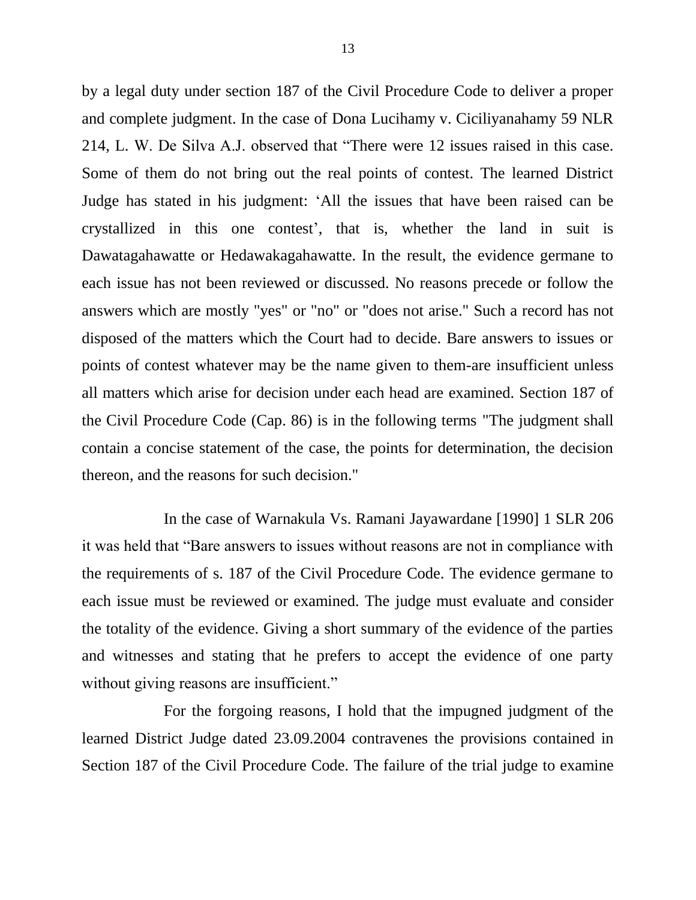by a legal duty under section 187 of the Civil Procedure Code to deliver a proper and complete judgment. In the case of Dona Lucihamy v. Ciciliyanahamy 59 NLR 214, L. W. De Silva A.J. observed that “There were 12 issues raised in this case. Some of them do not bring out the real points of contest. The learned District Judge has stated in his judgment: ‘All the issues that have been raised can be crystallized in this one contest’, that is, whether the land in suit is Dawatagahawatte or Hedawakagahawatte. In the result, the evidence germane to each issue has not been reviewed or discussed. No reasons precede or follow the answers which are mostly "yes" or "no" or "does not arise." Such a record has not disposed of the matters which the Court had to decide. Bare answers to issues or points of contest whatever may be the name given to them-are insufficient unless all matters which arise for decision under each head are examined. Section 187 of the Civil Procedure Code (Cap. 86) is in the following terms "The judgment shall contain a concise statement of the case, the points for determination, the decision thereon, and the reasons for such decision."

In the case of Warnakula Vs. Ramani Jayawardane [1990] 1 SLR 206 it was held that “Bare answers to issues without reasons are not in compliance with the requirements of s. 187 of the Civil Procedure Code. The evidence germane to each issue must be reviewed or examined. The judge must evaluate and consider the totality of the evidence. Giving a short summary of the evidence of the parties and witnesses and stating that he prefers to accept the evidence of one party without giving reasons are insufficient.”

For the forgoing reasons, I hold that the impugned judgment of the learned District Judge dated 23.09.2004 contravenes the provisions contained in Section 187 of the Civil Procedure Code. The failure of the trial judge to examine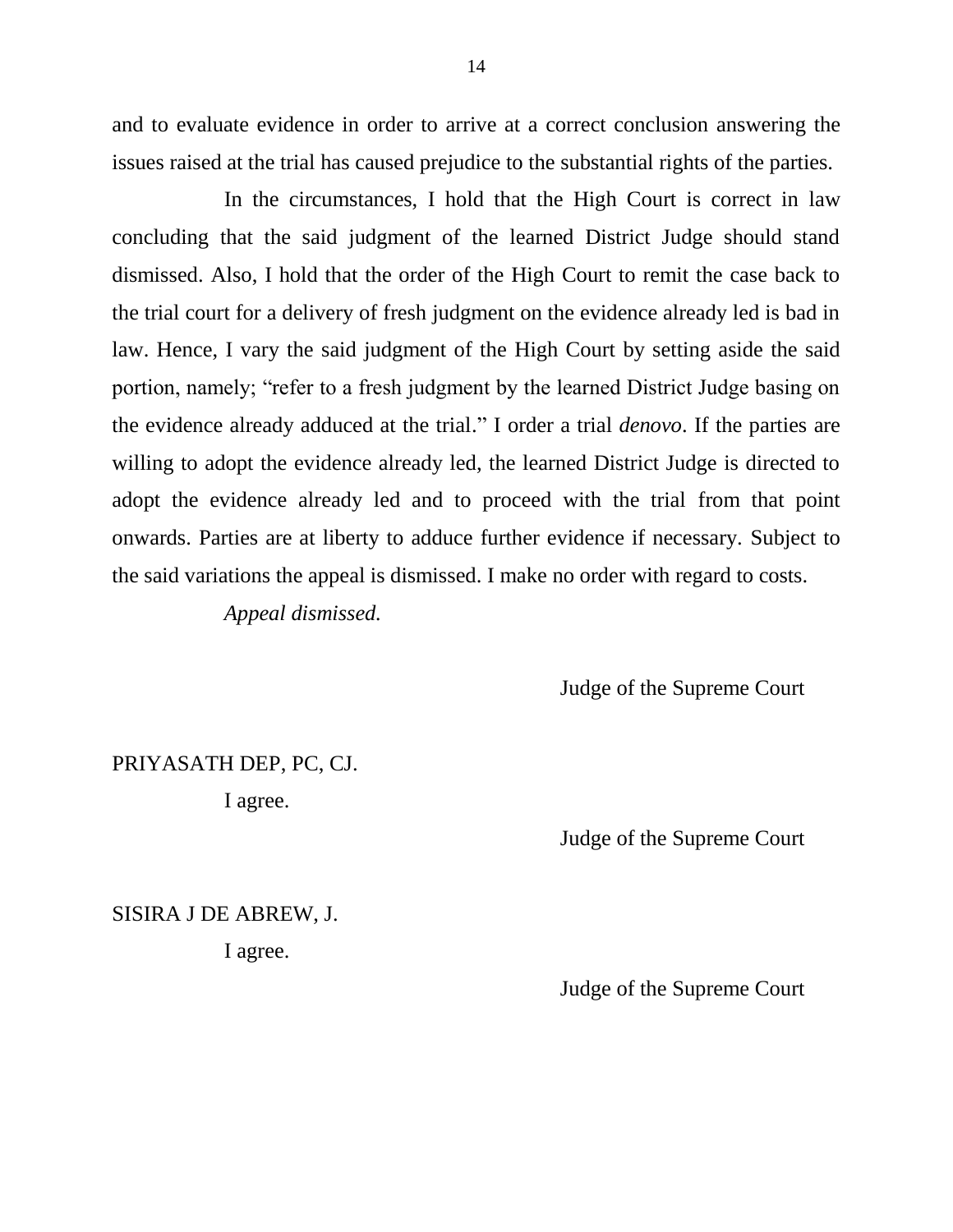and to evaluate evidence in order to arrive at a correct conclusion answering the issues raised at the trial has caused prejudice to the substantial rights of the parties.

In the circumstances, I hold that the High Court is correct in law concluding that the said judgment of the learned District Judge should stand dismissed. Also, I hold that the order of the High Court to remit the case back to the trial court for a delivery of fresh judgment on the evidence already led is bad in law. Hence, I vary the said judgment of the High Court by setting aside the said portion, namely; "refer to a fresh judgment by the learned District Judge basing on the evidence already adduced at the trial." I order a trial *denovo*. If the parties are willing to adopt the evidence already led, the learned District Judge is directed to adopt the evidence already led and to proceed with the trial from that point onwards. Parties are at liberty to adduce further evidence if necessary. Subject to the said variations the appeal is dismissed. I make no order with regard to costs.

*Appeal dismissed.*

Judge of the Supreme Court

PRIYASATH DEP, PC, CJ.

I agree.

Judge of the Supreme Court

SISIRA J DE ABREW, J.

I agree.

Judge of the Supreme Court